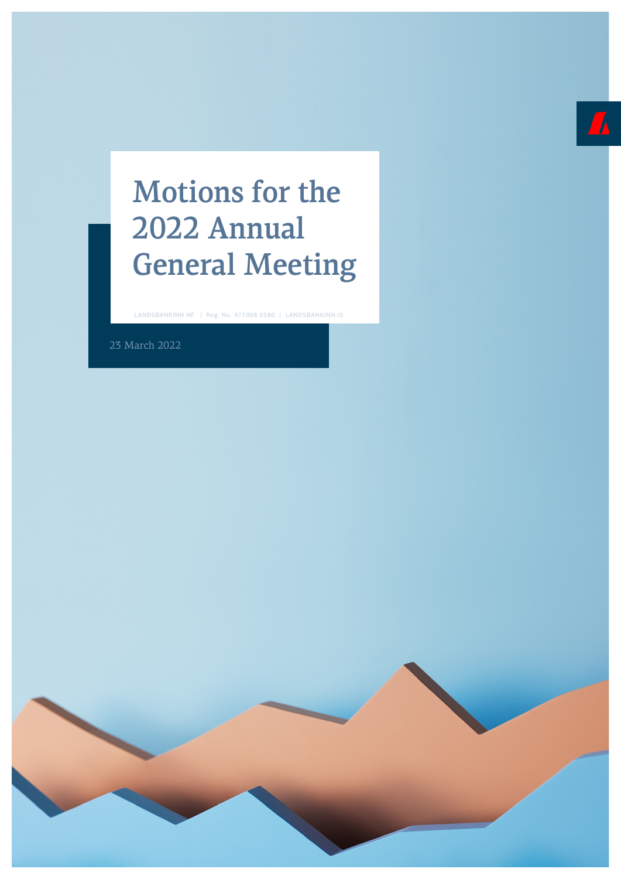# Motions for the 2022 Annual General Meeting

LANDSBANKINN HF. | Reg. No. 471008 0280 | LANDSBANKINN.IS

23 March 2022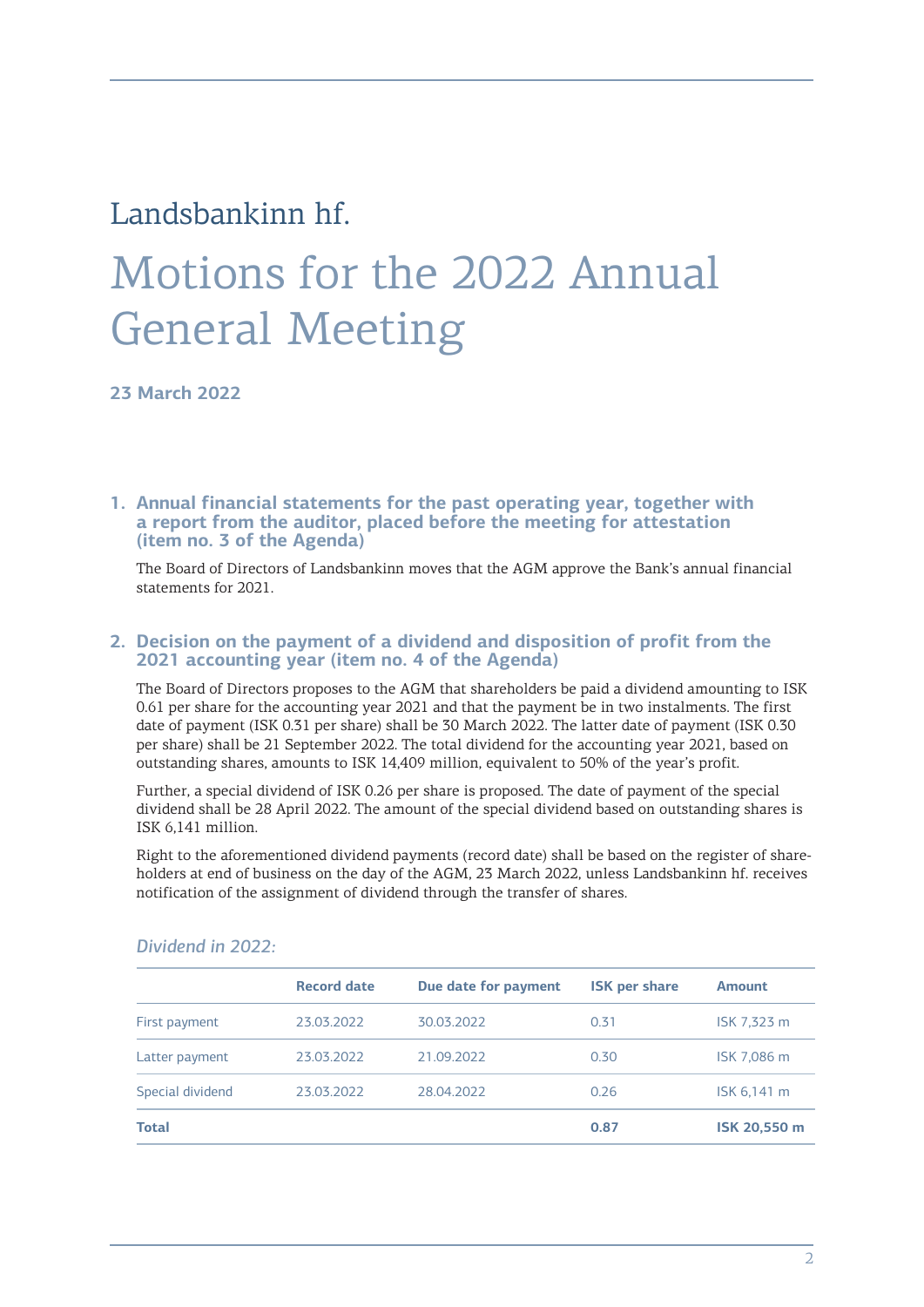# Landsbankinn hf.

# Motions for the 2022 Annual General Meeting

**23 March 2022**

## 1. Annual financial statements for the past operating year, together with a report from the auditor, placed before the meeting for attestation (item no. 3 of the Agenda)

The Board of Directors of Landsbankinn moves that the AGM approve the Bank's annual financial statements for 2021.

## 2. Decision on the payment of a dividend and disposition of profit from the 2021 accounting year (item no. 4 of the Agenda)

The Board of Directors proposes to the AGM that shareholders be paid a dividend amounting to ISK 0.61 per share for the accounting year 2021 and that the payment be in two instalments. The first date of payment (ISK 0.31 per share) shall be 30 March 2022. The latter date of payment (ISK 0.30 per share) shall be 21 September 2022. The total dividend for the accounting year 2021, based on outstanding shares, amounts to ISK 14,409 million, equivalent to 50% of the year's profit.

Further, a special dividend of ISK 0.26 per share is proposed. The date of payment of the special dividend shall be 28 April 2022. The amount of the special dividend based on outstanding shares is ISK 6,141 million.

Right to the aforementioned dividend payments (record date) shall be based on the register of shareholders at end of business on the day of the AGM, 23 March 2022, unless Landsbankinn hf. receives notification of the assignment of dividend through the transfer of shares.

*Dividend in 2022:*

| | Record date | Due date for payment | ISK per share | Amount |
|---|---|---|---|---|
| First payment | 23.03.2022 | 30.03.2022 | 0.31 | ISK 7,323 m |
| Latter payment | 23.03.2022 | 21.09.2022 | 0.30 | ISK 7,086 m |
| Special dividend | 23.03.2022 | 28.04.2022 | 0.26 | ISK 6,141 m |
| **Total** | | | **0.87** | **ISK 20,550 m** |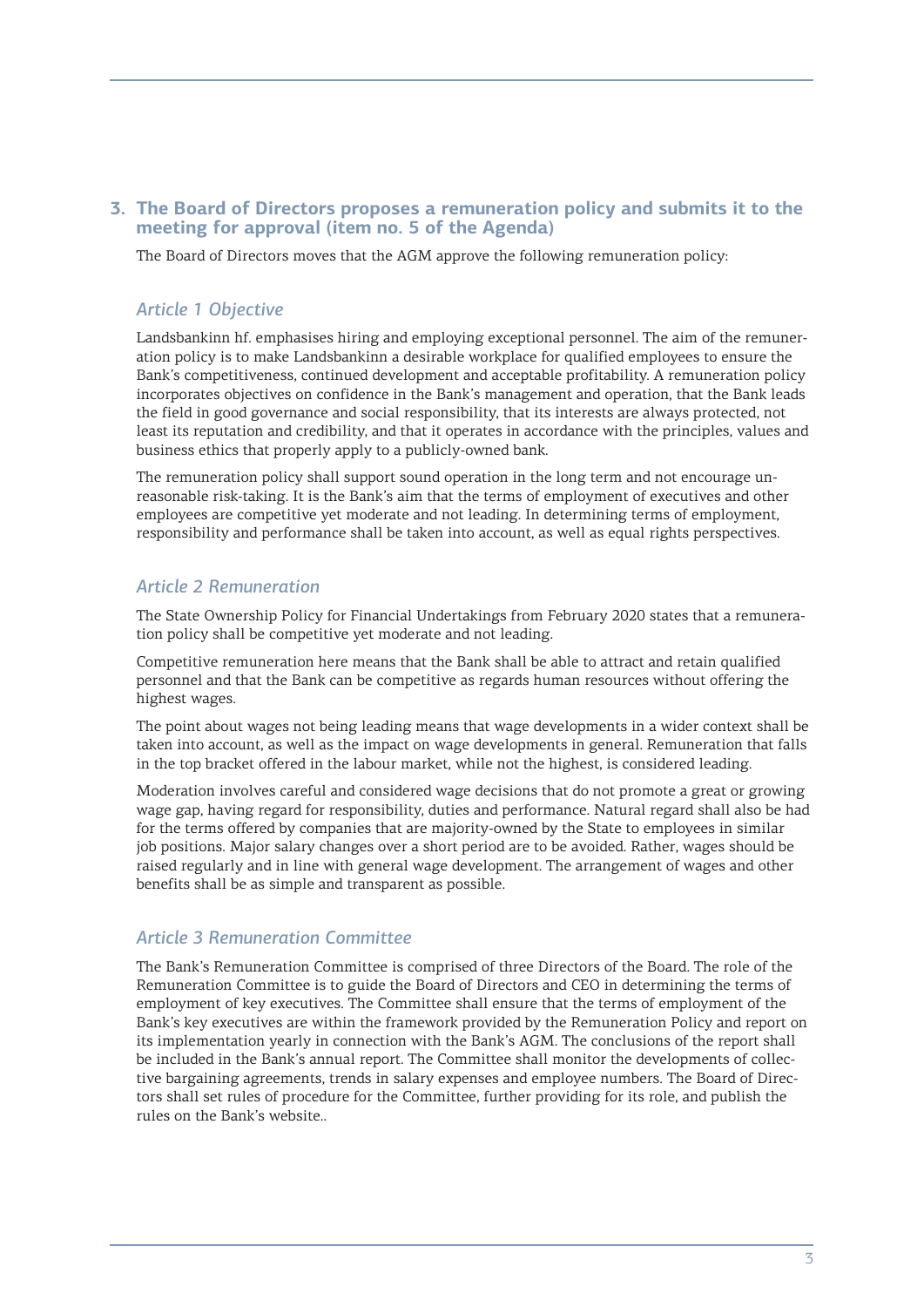## 3. The Board of Directors proposes a remuneration policy and submits it to the meeting for approval (item no. 5 of the Agenda)

The Board of Directors moves that the AGM approve the following remuneration policy:

### *Article 1 Objective*

Landsbankinn hf. emphasises hiring and employing exceptional personnel. The aim of the remuneration policy is to make Landsbankinn a desirable workplace for qualified employees to ensure the Bank's competitiveness, continued development and acceptable profitability. A remuneration policy incorporates objectives on confidence in the Bank's management and operation, that the Bank leads the field in good governance and social responsibility, that its interests are always protected, not least its reputation and credibility, and that it operates in accordance with the principles, values and business ethics that properly apply to a publicly-owned bank.

The remuneration policy shall support sound operation in the long term and not encourage unreasonable risk-taking. It is the Bank's aim that the terms of employment of executives and other employees are competitive yet moderate and not leading. In determining terms of employment, responsibility and performance shall be taken into account, as well as equal rights perspectives.

### *Article 2 Remuneration*

The State Ownership Policy for Financial Undertakings from February 2020 states that a remuneration policy shall be competitive yet moderate and not leading.

Competitive remuneration here means that the Bank shall be able to attract and retain qualified personnel and that the Bank can be competitive as regards human resources without offering the highest wages.

The point about wages not being leading means that wage developments in a wider context shall be taken into account, as well as the impact on wage developments in general. Remuneration that falls in the top bracket offered in the labour market, while not the highest, is considered leading.

Moderation involves careful and considered wage decisions that do not promote a great or growing wage gap, having regard for responsibility, duties and performance. Natural regard shall also be had for the terms offered by companies that are majority-owned by the State to employees in similar job positions. Major salary changes over a short period are to be avoided. Rather, wages should be raised regularly and in line with general wage development. The arrangement of wages and other benefits shall be as simple and transparent as possible.

### *Article 3 Remuneration Committee*

The Bank's Remuneration Committee is comprised of three Directors of the Board. The role of the Remuneration Committee is to guide the Board of Directors and CEO in determining the terms of employment of key executives. The Committee shall ensure that the terms of employment of the Bank's key executives are within the framework provided by the Remuneration Policy and report on its implementation yearly in connection with the Bank's AGM. The conclusions of the report shall be included in the Bank's annual report. The Committee shall monitor the developments of collective bargaining agreements, trends in salary expenses and employee numbers. The Board of Directors shall set rules of procedure for the Committee, further providing for its role, and publish the rules on the Bank's website..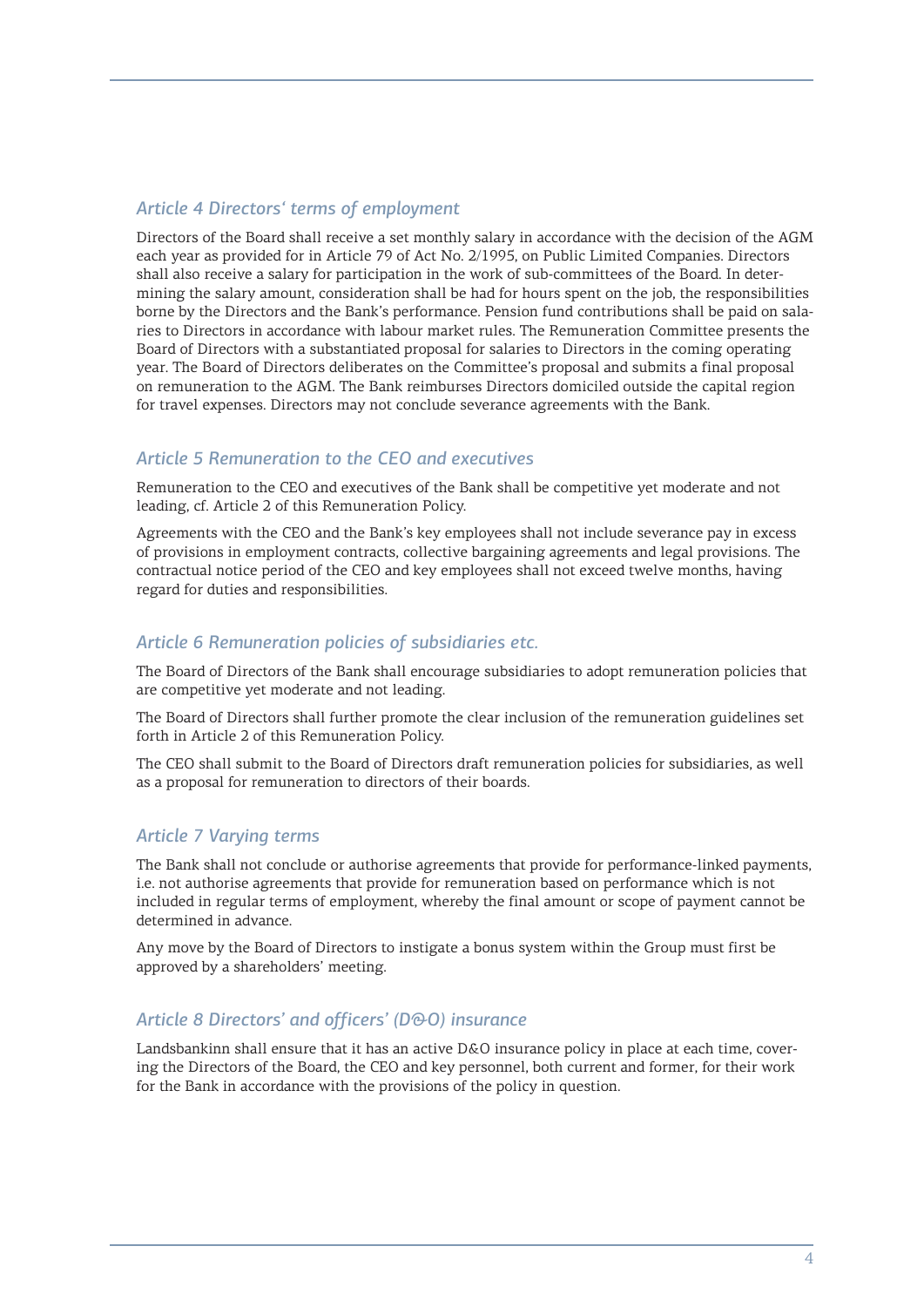### *Article 4 Directors' terms of employment*

Directors of the Board shall receive a set monthly salary in accordance with the decision of the AGM each year as provided for in Article 79 of Act No. 2/1995, on Public Limited Companies. Directors shall also receive a salary for participation in the work of sub-committees of the Board. In determining the salary amount, consideration shall be had for hours spent on the job, the responsibilities borne by the Directors and the Bank's performance. Pension fund contributions shall be paid on salaries to Directors in accordance with labour market rules. The Remuneration Committee presents the Board of Directors with a substantiated proposal for salaries to Directors in the coming operating year. The Board of Directors deliberates on the Committee's proposal and submits a final proposal on remuneration to the AGM. The Bank reimburses Directors domiciled outside the capital region for travel expenses. Directors may not conclude severance agreements with the Bank.

### *Article 5 Remuneration to the CEO and executives*

Remuneration to the CEO and executives of the Bank shall be competitive yet moderate and not leading, cf. Article 2 of this Remuneration Policy.

Agreements with the CEO and the Bank's key employees shall not include severance pay in excess of provisions in employment contracts, collective bargaining agreements and legal provisions. The contractual notice period of the CEO and key employees shall not exceed twelve months, having regard for duties and responsibilities.

### *Article 6 Remuneration policies of subsidiaries etc.*

The Board of Directors of the Bank shall encourage subsidiaries to adopt remuneration policies that are competitive yet moderate and not leading.

The Board of Directors shall further promote the clear inclusion of the remuneration guidelines set forth in Article 2 of this Remuneration Policy.

The CEO shall submit to the Board of Directors draft remuneration policies for subsidiaries, as well as a proposal for remuneration to directors of their boards.

### *Article 7 Varying terms*

The Bank shall not conclude or authorise agreements that provide for performance-linked payments, i.e. not authorise agreements that provide for remuneration based on performance which is not included in regular terms of employment, whereby the final amount or scope of payment cannot be determined in advance.

Any move by the Board of Directors to instigate a bonus system within the Group must first be approved by a shareholders' meeting.

### *Article 8 Directors' and officers' (D&O) insurance*

Landsbankinn shall ensure that it has an active D&O insurance policy in place at each time, covering the Directors of the Board, the CEO and key personnel, both current and former, for their work for the Bank in accordance with the provisions of the policy in question.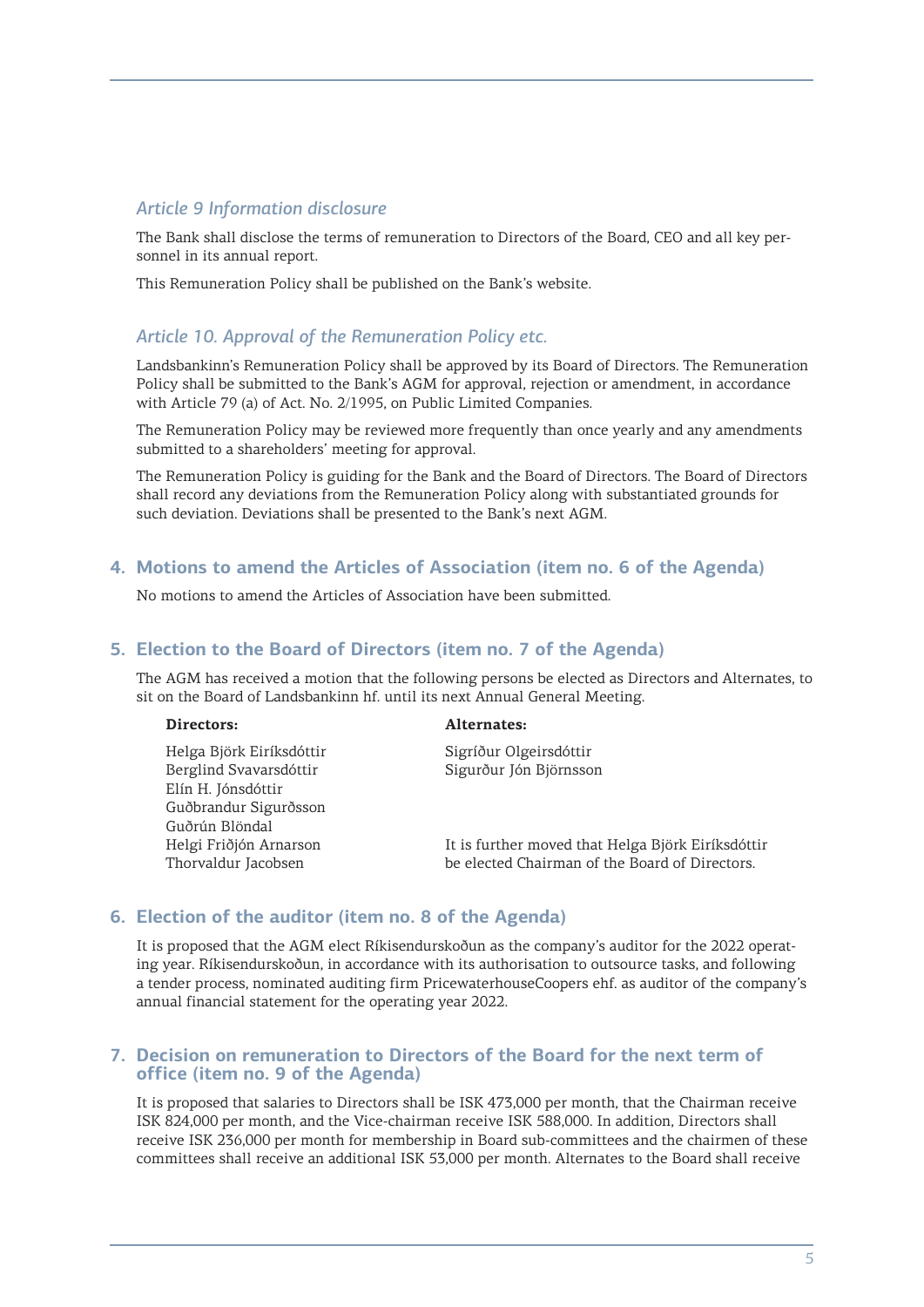### *Article 9 Information disclosure*

The Bank shall disclose the terms of remuneration to Directors of the Board, CEO and all key personnel in its annual report.

This Remuneration Policy shall be published on the Bank's website.

### *Article 10. Approval of the Remuneration Policy etc.*

Landsbankinn's Remuneration Policy shall be approved by its Board of Directors. The Remuneration Policy shall be submitted to the Bank's AGM for approval, rejection or amendment, in accordance with Article 79 (a) of Act. No. 2/1995, on Public Limited Companies.

The Remuneration Policy may be reviewed more frequently than once yearly and any amendments submitted to a shareholders' meeting for approval.

The Remuneration Policy is guiding for the Bank and the Board of Directors. The Board of Directors shall record any deviations from the Remuneration Policy along with substantiated grounds for such deviation. Deviations shall be presented to the Bank's next AGM.

## 4. Motions to amend the Articles of Association (item no. 6 of the Agenda)

No motions to amend the Articles of Association have been submitted.

## 5. Election to the Board of Directors (item no. 7 of the Agenda)

The AGM has received a motion that the following persons be elected as Directors and Alternates, to sit on the Board of Landsbankinn hf. until its next Annual General Meeting.

**Directors:**

Helga Björk Eiríksdóttir
Berglind Svavarsdóttir
Elín H. Jónsdóttir
Guðbrandur Sigurðsson
Guðrún Blöndal
Helgi Friðjón Arnarson
Thorvaldur Jacobsen

**Alternates:**

Sigríður Olgeirsdóttir
Sigurður Jón Björnsson

It is further moved that Helga Björk Eiríksdóttir be elected Chairman of the Board of Directors.

## 6. Election of the auditor (item no. 8 of the Agenda)

It is proposed that the AGM elect Ríkisendurskoðun as the company's auditor for the 2022 operating year. Ríkisendurskoðun, in accordance with its authorisation to outsource tasks, and following a tender process, nominated auditing firm PricewaterhouseCoopers ehf. as auditor of the company's annual financial statement for the operating year 2022.

## 7. Decision on remuneration to Directors of the Board for the next term of office (item no. 9 of the Agenda)

It is proposed that salaries to Directors shall be ISK 473,000 per month, that the Chairman receive ISK 824,000 per month, and the Vice-chairman receive ISK 588,000. In addition, Directors shall receive ISK 236,000 per month for membership in Board sub-committees and the chairmen of these committees shall receive an additional ISK 53,000 per month. Alternates to the Board shall receive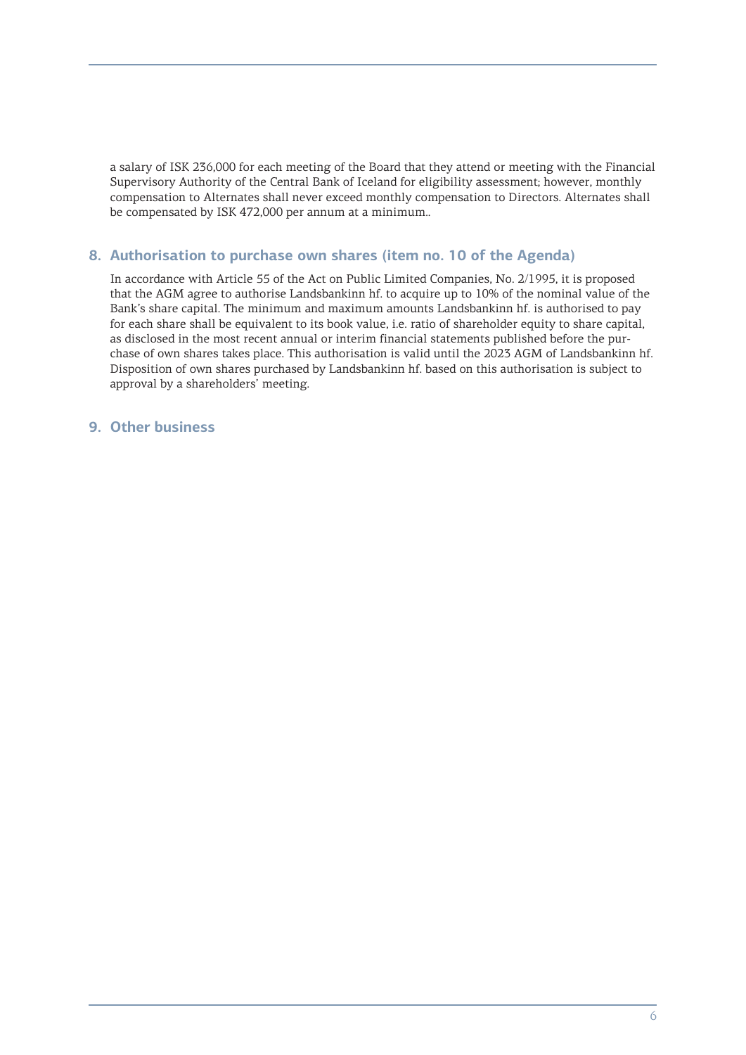a salary of ISK 236,000 for each meeting of the Board that they attend or meeting with the Financial Supervisory Authority of the Central Bank of Iceland for eligibility assessment; however, monthly compensation to Alternates shall never exceed monthly compensation to Directors. Alternates shall be compensated by ISK 472,000 per annum at a minimum..

## 8. Authorisation to purchase own shares (item no. 10 of the Agenda)

In accordance with Article 55 of the Act on Public Limited Companies, No. 2/1995, it is proposed that the AGM agree to authorise Landsbankinn hf. to acquire up to 10% of the nominal value of the Bank's share capital. The minimum and maximum amounts Landsbankinn hf. is authorised to pay for each share shall be equivalent to its book value, i.e. ratio of shareholder equity to share capital, as disclosed in the most recent annual or interim financial statements published before the purchase of own shares takes place. This authorisation is valid until the 2023 AGM of Landsbankinn hf. Disposition of own shares purchased by Landsbankinn hf. based on this authorisation is subject to approval by a shareholders' meeting.

## 9. Other business